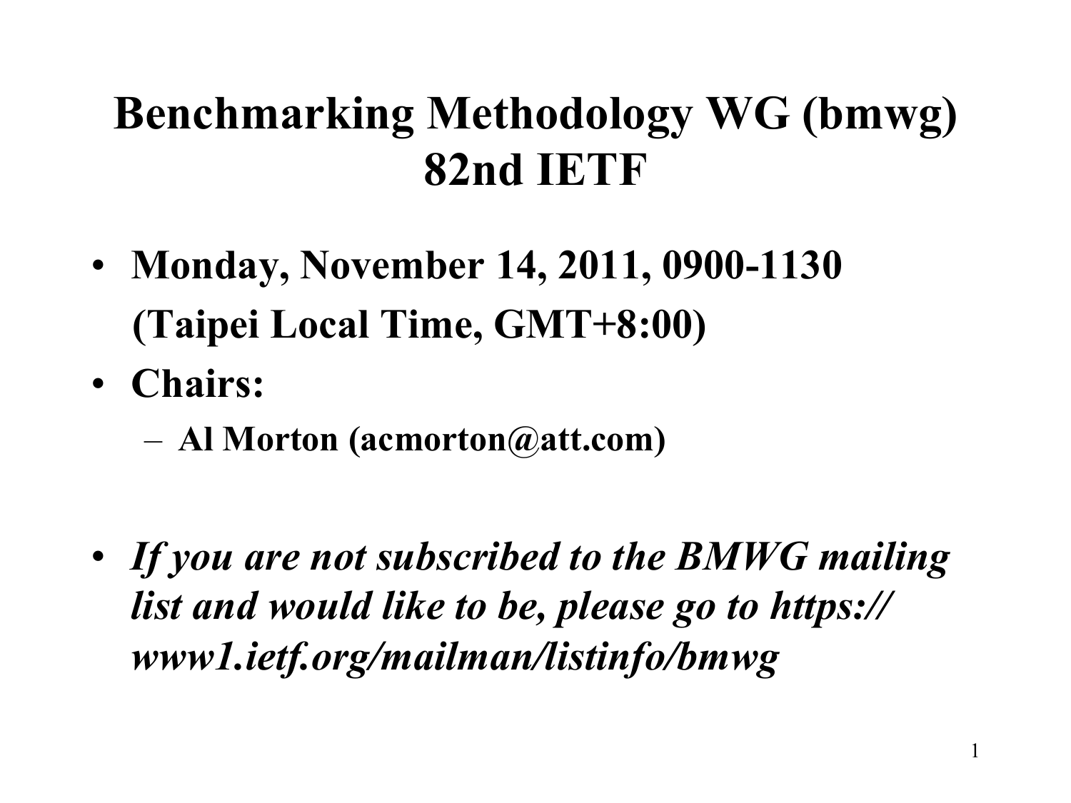# Benchmarking Methodology WG (bmwg) 82nd IETF

- **Monday, November 14, 2011, 0900-1130 (Taipei Local Time, GMT+8:00)**
- **Chairs:**
  - **Al Morton (acmorton@att.com)**

- ***If you are not subscribed to the BMWG mailing list and would like to be, please go to https://www1.ietf.org/mailman/listinfo/bmwg***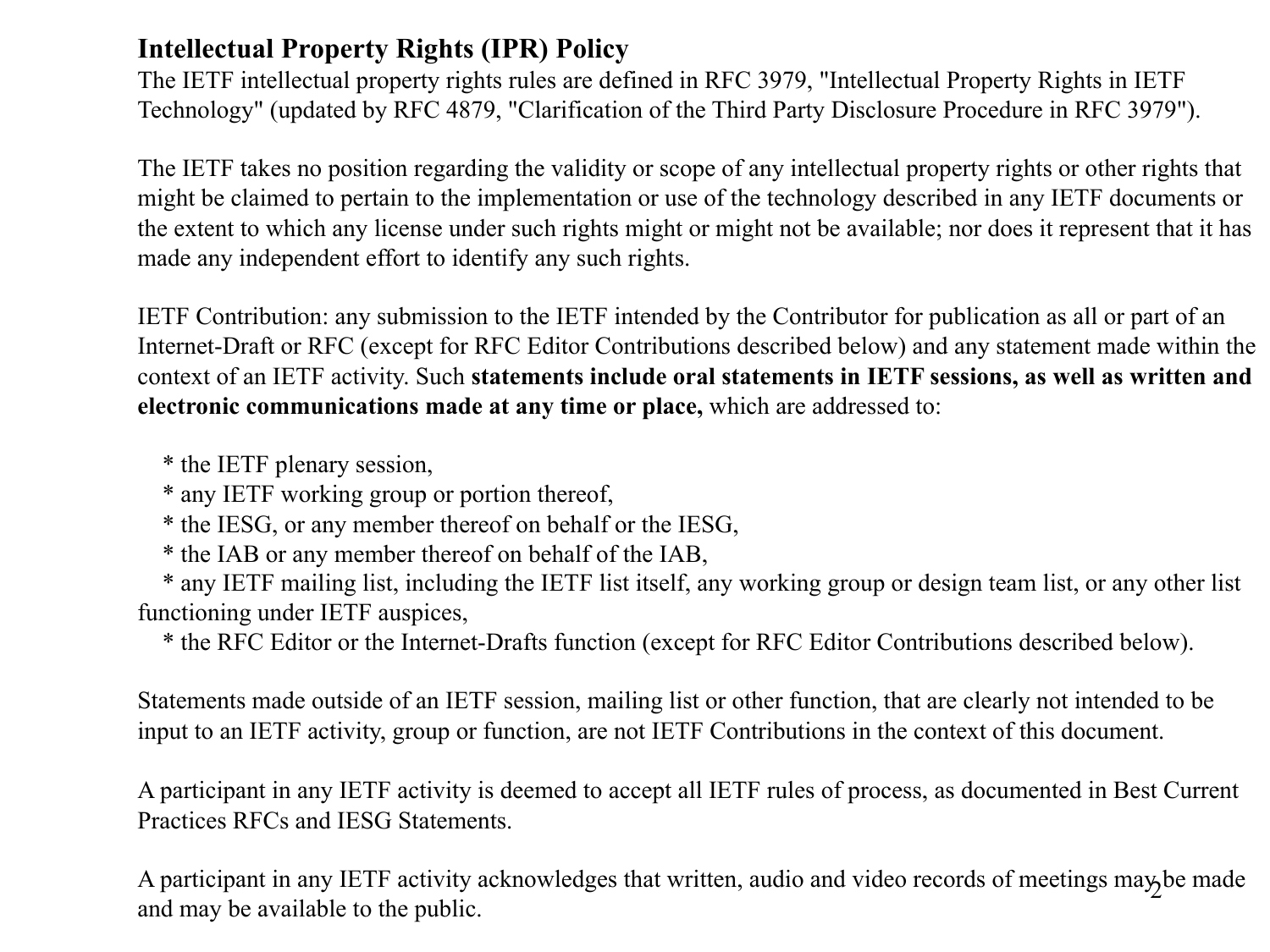## Intellectual Property Rights (IPR) Policy

The IETF intellectual property rights rules are defined in RFC 3979, "Intellectual Property Rights in IETF Technology" (updated by RFC 4879, "Clarification of the Third Party Disclosure Procedure in RFC 3979").

The IETF takes no position regarding the validity or scope of any intellectual property rights or other rights that might be claimed to pertain to the implementation or use of the technology described in any IETF documents or the extent to which any license under such rights might or might not be available; nor does it represent that it has made any independent effort to identify any such rights.

IETF Contribution: any submission to the IETF intended by the Contributor for publication as all or part of an Internet-Draft or RFC (except for RFC Editor Contributions described below) and any statement made within the context of an IETF activity. Such **statements include oral statements in IETF sessions, as well as written and electronic communications made at any time or place,** which are addressed to:

* the IETF plenary session,
* any IETF working group or portion thereof,
* the IESG, or any member thereof on behalf or the IESG,
* the IAB or any member thereof on behalf of the IAB,
* any IETF mailing list, including the IETF list itself, any working group or design team list, or any other list functioning under IETF auspices,
* the RFC Editor or the Internet-Drafts function (except for RFC Editor Contributions described below).

Statements made outside of an IETF session, mailing list or other function, that are clearly not intended to be input to an IETF activity, group or function, are not IETF Contributions in the context of this document.

A participant in any IETF activity is deemed to accept all IETF rules of process, as documented in Best Current Practices RFCs and IESG Statements.

A participant in any IETF activity acknowledges that written, audio and video records of meetings may be made and may be available to the public.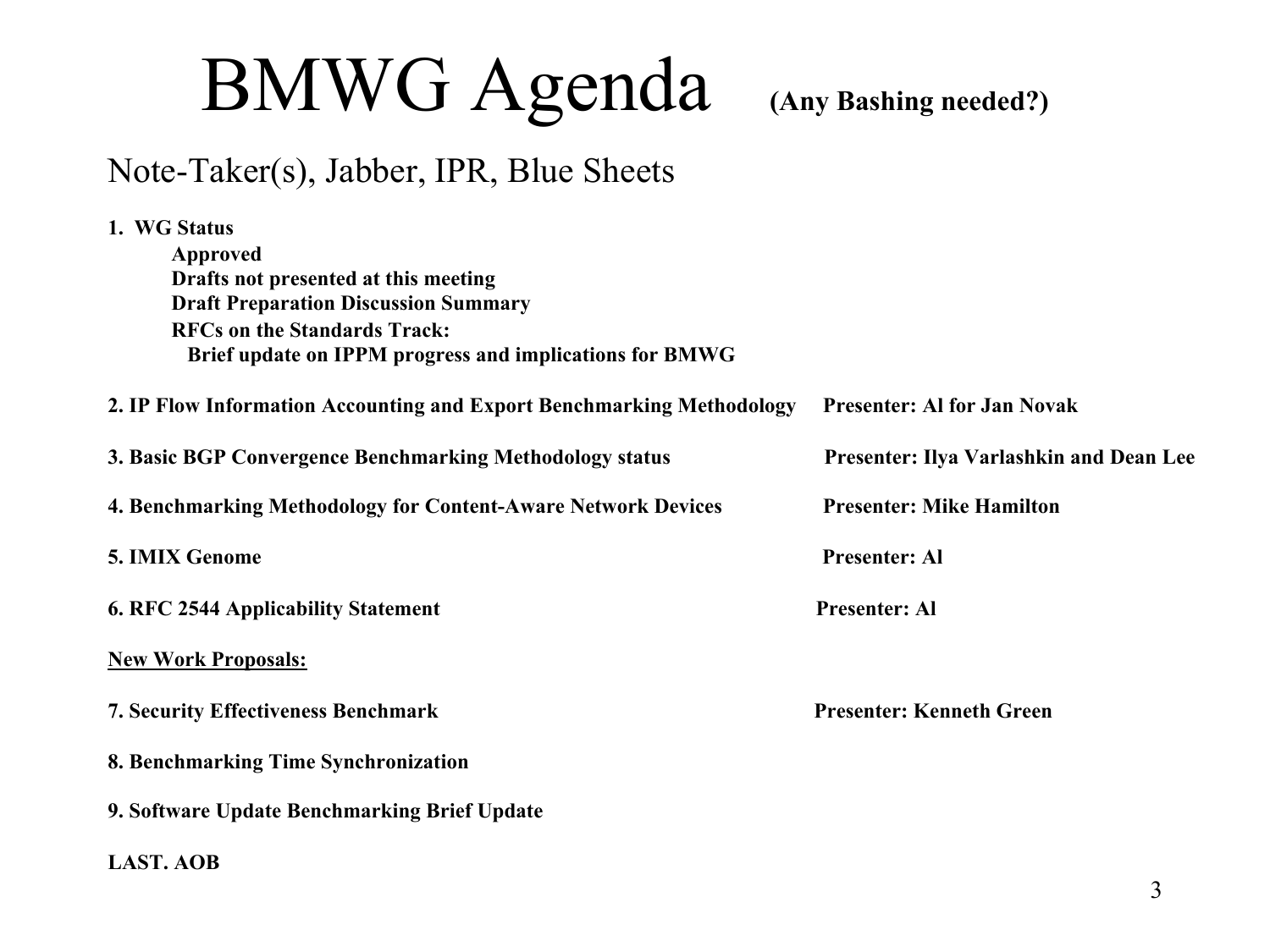# BMWG Agenda **(Any Bashing needed?)**

Note-Taker(s), Jabber, IPR, Blue Sheets

**1. WG Status**

- **Approved**
- **Drafts not presented at this meeting**
- **Draft Preparation Discussion Summary**
- **RFCs on the Standards Track:**
  - **Brief update on IPPM progress and implications for BMWG**

**2. IP Flow Information Accounting and Export Benchmarking Methodology** — **Presenter: Al for Jan Novak**

**3. Basic BGP Convergence Benchmarking Methodology status** — **Presenter: Ilya Varlashkin and Dean Lee**

**4. Benchmarking Methodology for Content-Aware Network Devices** — **Presenter: Mike Hamilton**

**5. IMIX Genome** — **Presenter: Al**

**6. RFC 2544 Applicability Statement** — **Presenter: Al**

**New Work Proposals:**

**7. Security Effectiveness Benchmark** — **Presenter: Kenneth Green**

**8. Benchmarking Time Synchronization**

**9. Software Update Benchmarking Brief Update**

**LAST. AOB**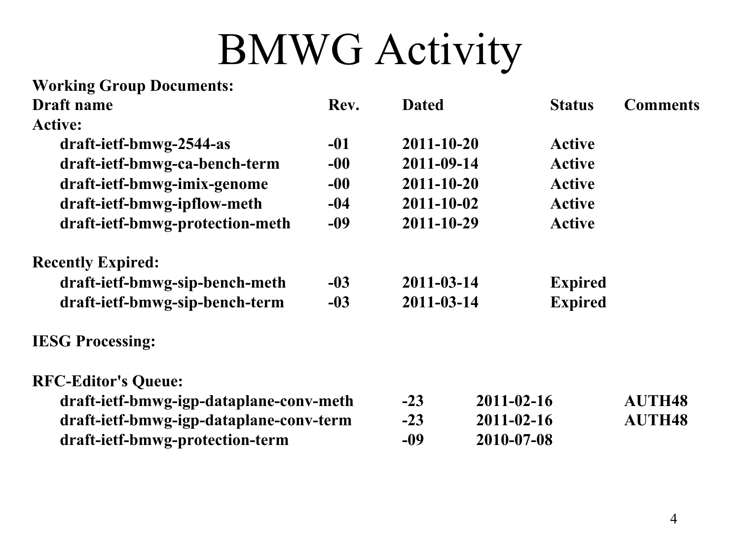# BMWG Activity

**Working Group Documents:**

| Draft name | Rev. | Dated | Status | Comments |
|---|---|---|---|---|
| **Active:** | | | | |
| draft-ietf-bmwg-2544-as | -01 | 2011-10-20 | Active | |
| draft-ietf-bmwg-ca-bench-term | -00 | 2011-09-14 | Active | |
| draft-ietf-bmwg-imix-genome | -00 | 2011-10-20 | Active | |
| draft-ietf-bmwg-ipflow-meth | -04 | 2011-10-02 | Active | |
| draft-ietf-bmwg-protection-meth | -09 | 2011-10-29 | Active | |
| **Recently Expired:** | | | | |
| draft-ietf-bmwg-sip-bench-meth | -03 | 2011-03-14 | Expired | |
| draft-ietf-bmwg-sip-bench-term | -03 | 2011-03-14 | Expired | |
| **IESG Processing:** | | | | |
| **RFC-Editor's Queue:** | | | | |
| draft-ietf-bmwg-igp-dataplane-conv-meth | -23 | 2011-02-16 | | AUTH48 |
| draft-ietf-bmwg-igp-dataplane-conv-term | -23 | 2011-02-16 | | AUTH48 |
| draft-ietf-bmwg-protection-term | -09 | 2010-07-08 | | |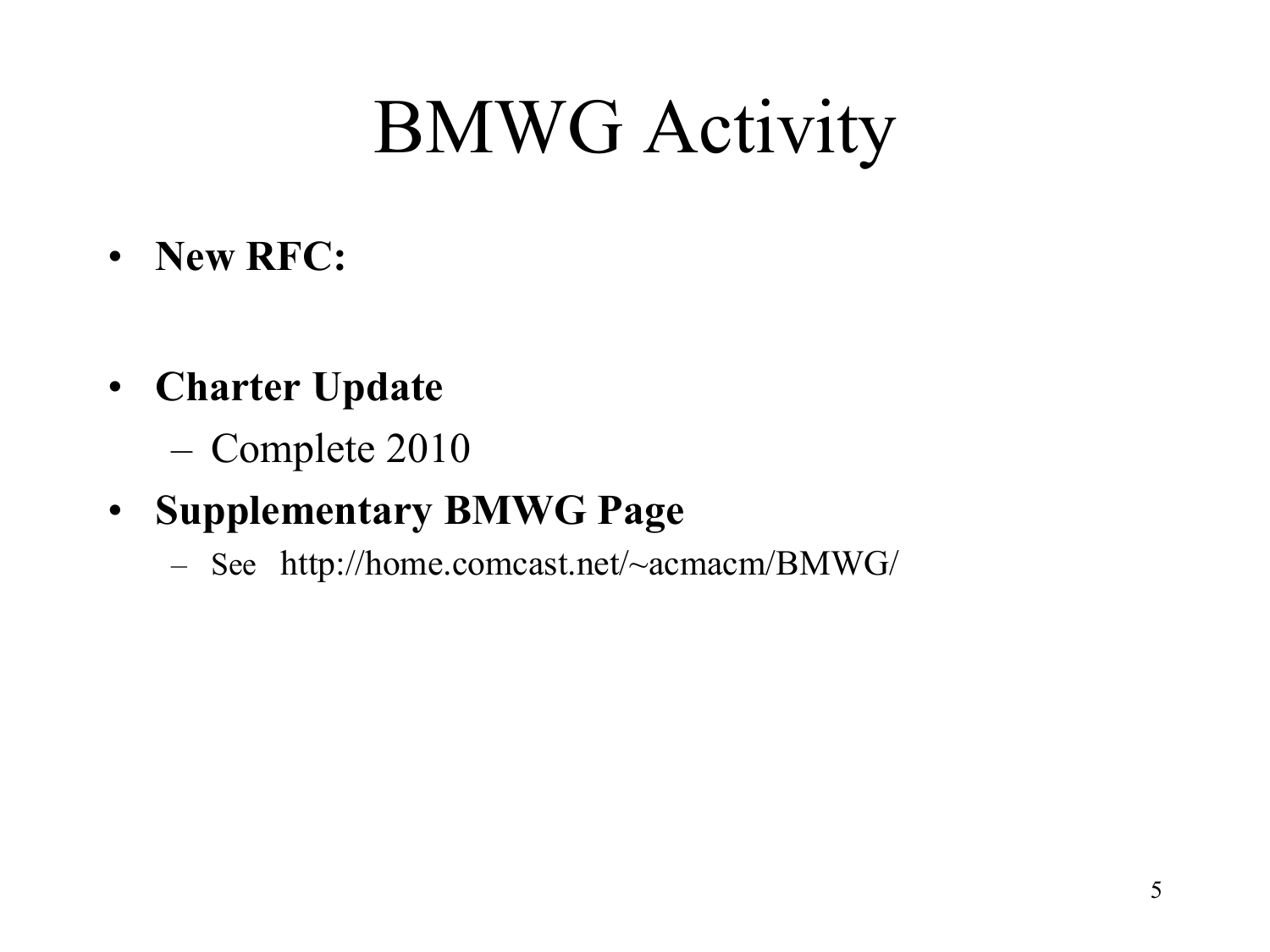# BMWG Activity

- **New RFC:**

- **Charter Update**
  - Complete 2010
- **Supplementary BMWG Page**
  - See http://home.comcast.net/~acmacm/BMWG/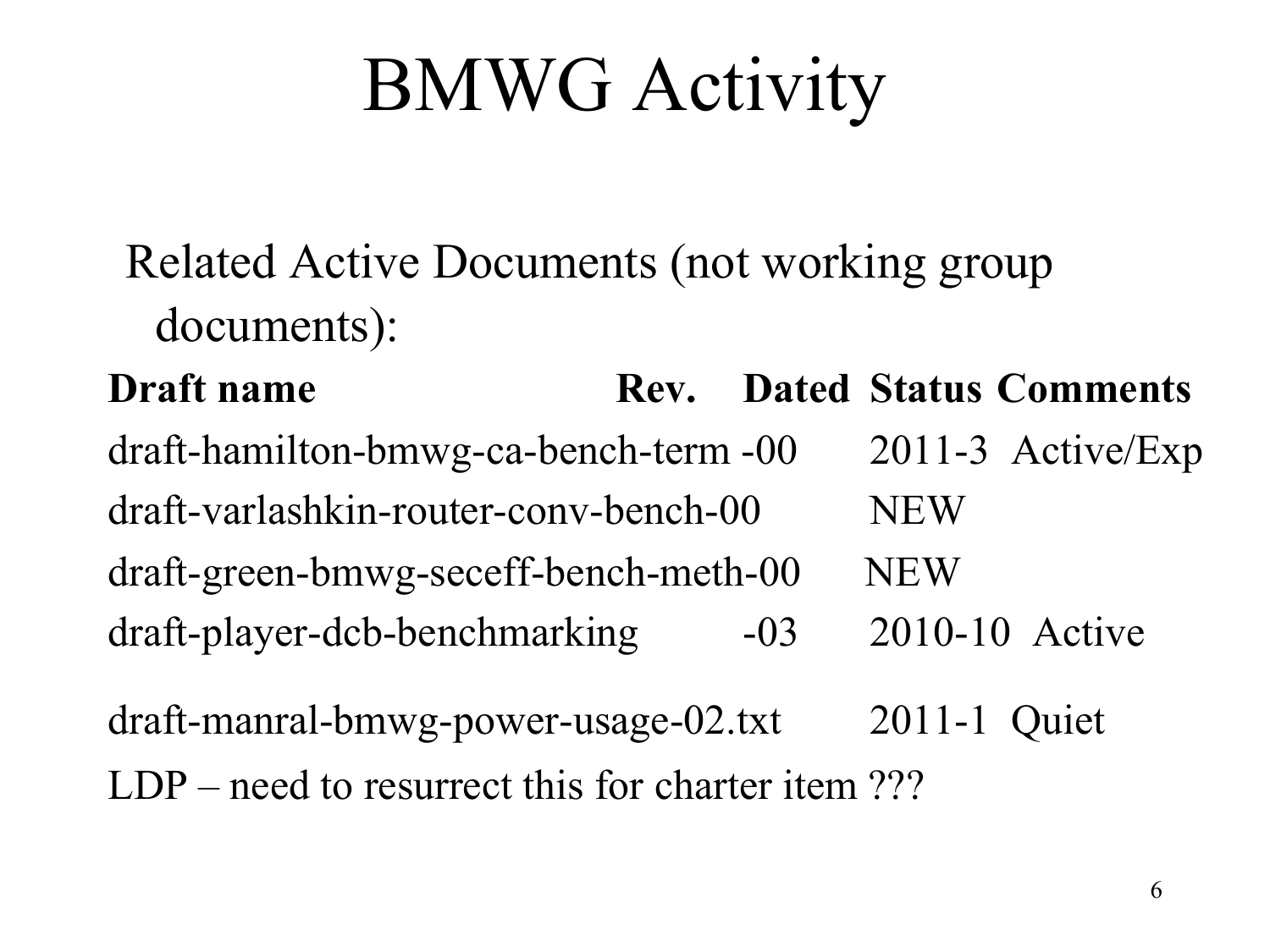# BMWG Activity

Related Active Documents (not working group documents):

| Draft name | Rev. | Dated | Status | Comments |
|---|---|---|---|---|
| draft-hamilton-bmwg-ca-bench-term | -00 | 2011-3 | Active/Exp | |
| draft-varlashkin-router-conv-bench-00 | | NEW | | |
| draft-green-bmwg-seceff-bench-meth-00 | | NEW | | |
| draft-player-dcb-benchmarking | -03 | 2010-10 | Active | |
| draft-manral-bmwg-power-usage-02.txt | | 2011-1 | Quiet | |

LDP – need to resurrect this for charter item ???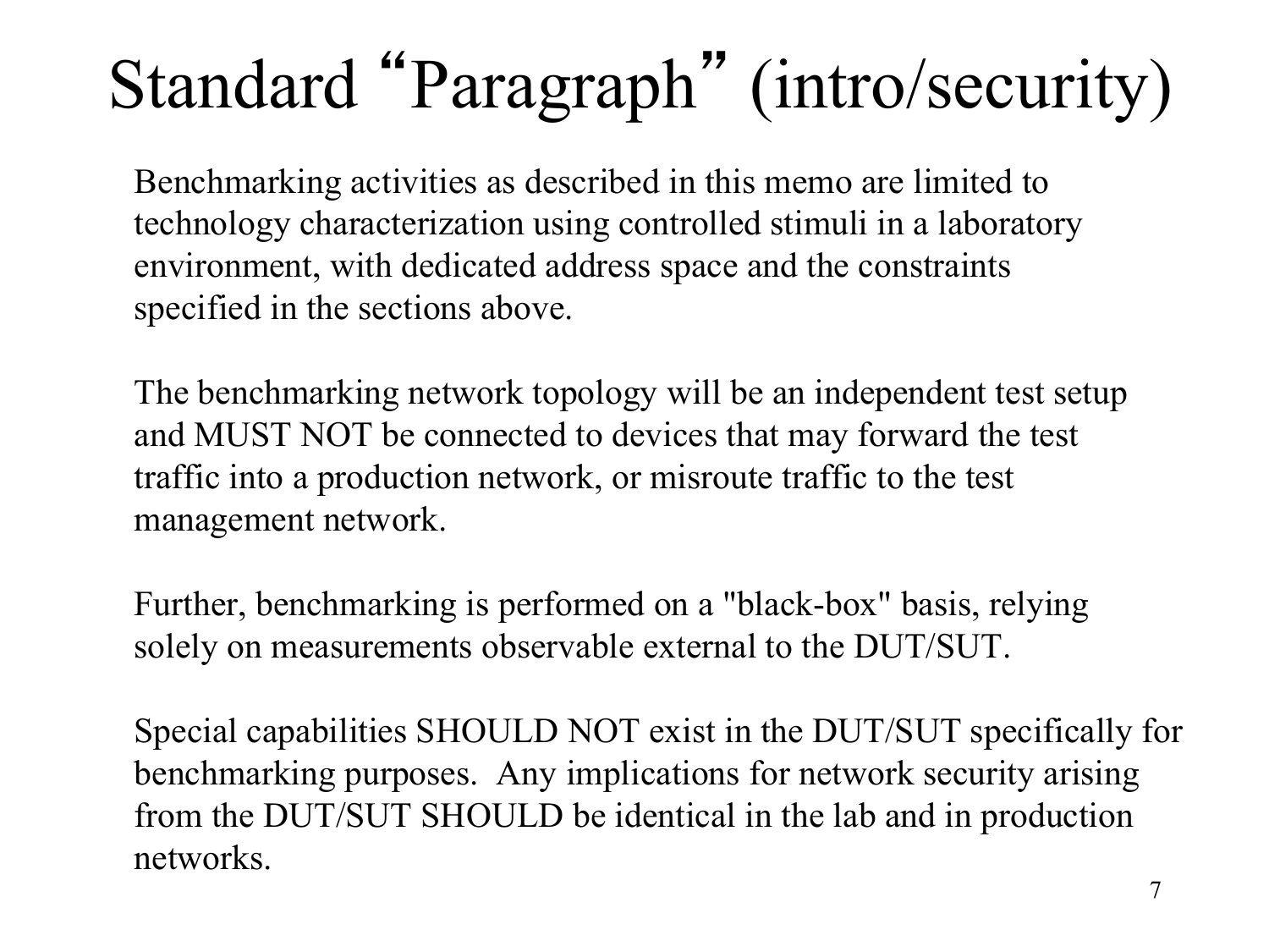# Standard “Paragraph” (intro/security)

Benchmarking activities as described in this memo are limited to technology characterization using controlled stimuli in a laboratory environment, with dedicated address space and the constraints specified in the sections above.

The benchmarking network topology will be an independent test setup and MUST NOT be connected to devices that may forward the test traffic into a production network, or misroute traffic to the test management network.

Further, benchmarking is performed on a "black-box" basis, relying solely on measurements observable external to the DUT/SUT.

Special capabilities SHOULD NOT exist in the DUT/SUT specifically for benchmarking purposes. Any implications for network security arising from the DUT/SUT SHOULD be identical in the lab and in production networks.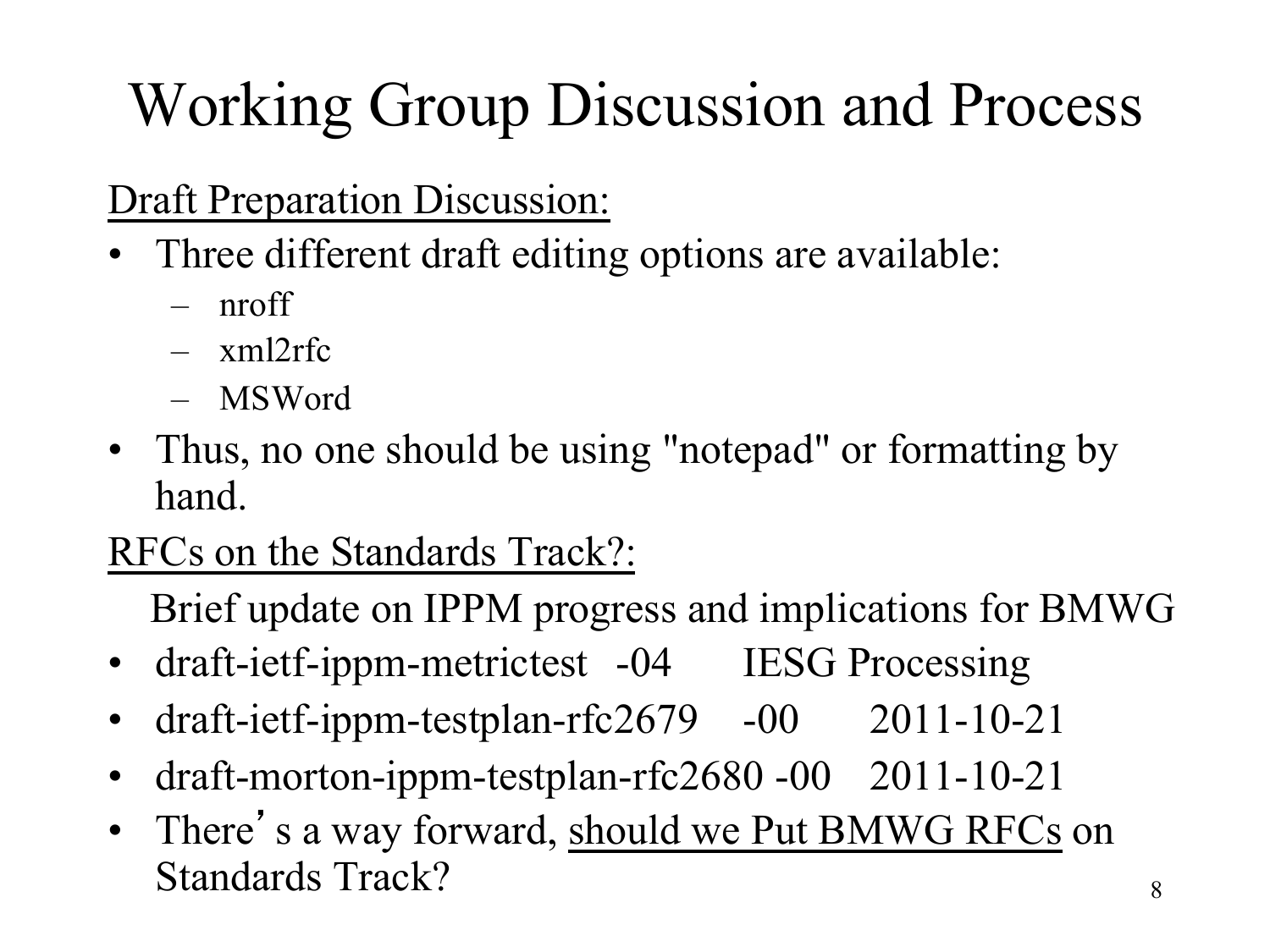# Working Group Discussion and Process

Draft Preparation Discussion:

- Three different draft editing options are available:
  - nroff
  - xml2rfc
  - MSWord
- Thus, no one should be using "notepad" or formatting by hand.

RFCs on the Standards Track?:

Brief update on IPPM progress and implications for BMWG

- draft-ietf-ippm-metrictest -04 IESG Processing
- draft-ietf-ippm-testplan-rfc2679 -00 2011-10-21
- draft-morton-ippm-testplan-rfc2680 -00 2011-10-21
- There's a way forward, should we Put BMWG RFCs on Standards Track?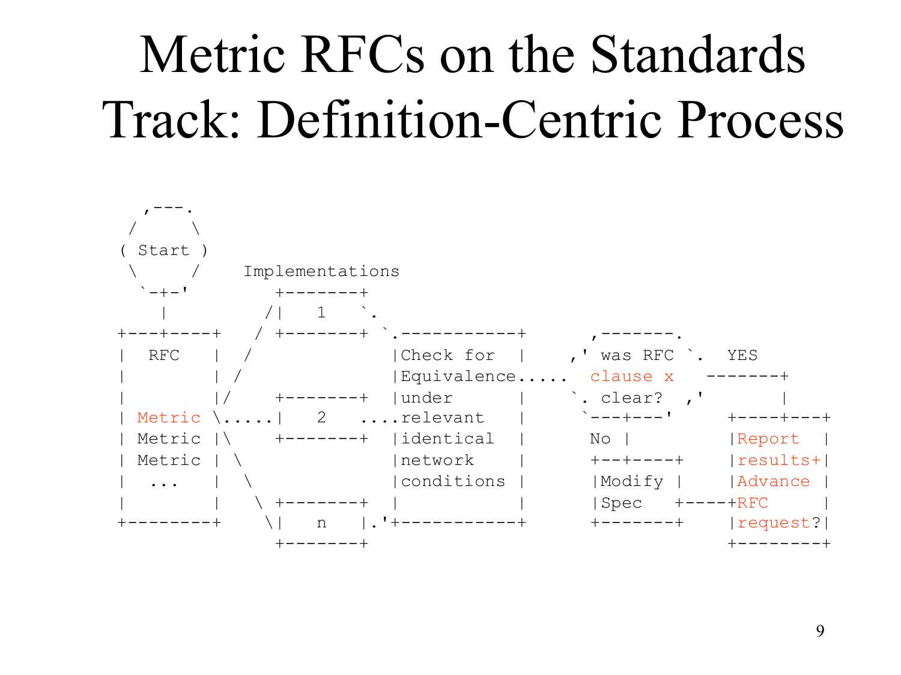# Metric RFCs on the Standards Track: Definition-Centric Process

```
   ,---.
  /     \
 ( Start )
  \     /    Implementations
   `-+-'        +-------+
     |         /|   1   `.
 +---+----+   / +-------+ `.-----------+      ,-------.
 |  RFC   |  /             |Check for  |    ,' was RFC `.  YES
 |        | /              |Equivalence.....  clause x   -------+
 |        |/    +-------+  |under      |    `. clear?  ,'       |
 | Metric \.....|   2   ....relevant   |      `---+---'     +----+---+
 | Metric |\    +-------+  |identical  |       No |         |Report  |
 | Metric | \              |network    |       +--+-----+   |results+|
 |  ...   |  \             |conditions |       |Modify |    |Advance |
 |        |   \ +-------+  |           |       |Spec   +----+RFC     |
 +--------+    \|   n   |.'+-----------+       +-------+    |request?|
                +-------+                                   +--------+
```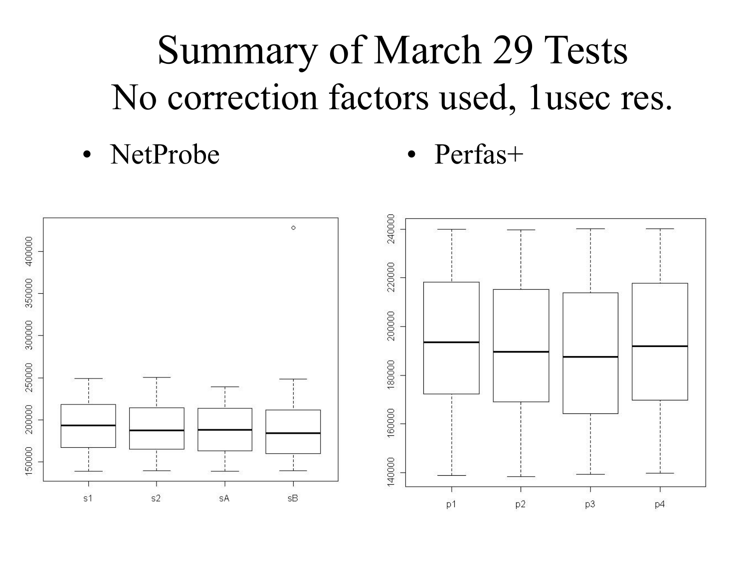# Summary of March 29 Tests
## No correction factors used, 1usec res.

- NetProbe
- Perfas+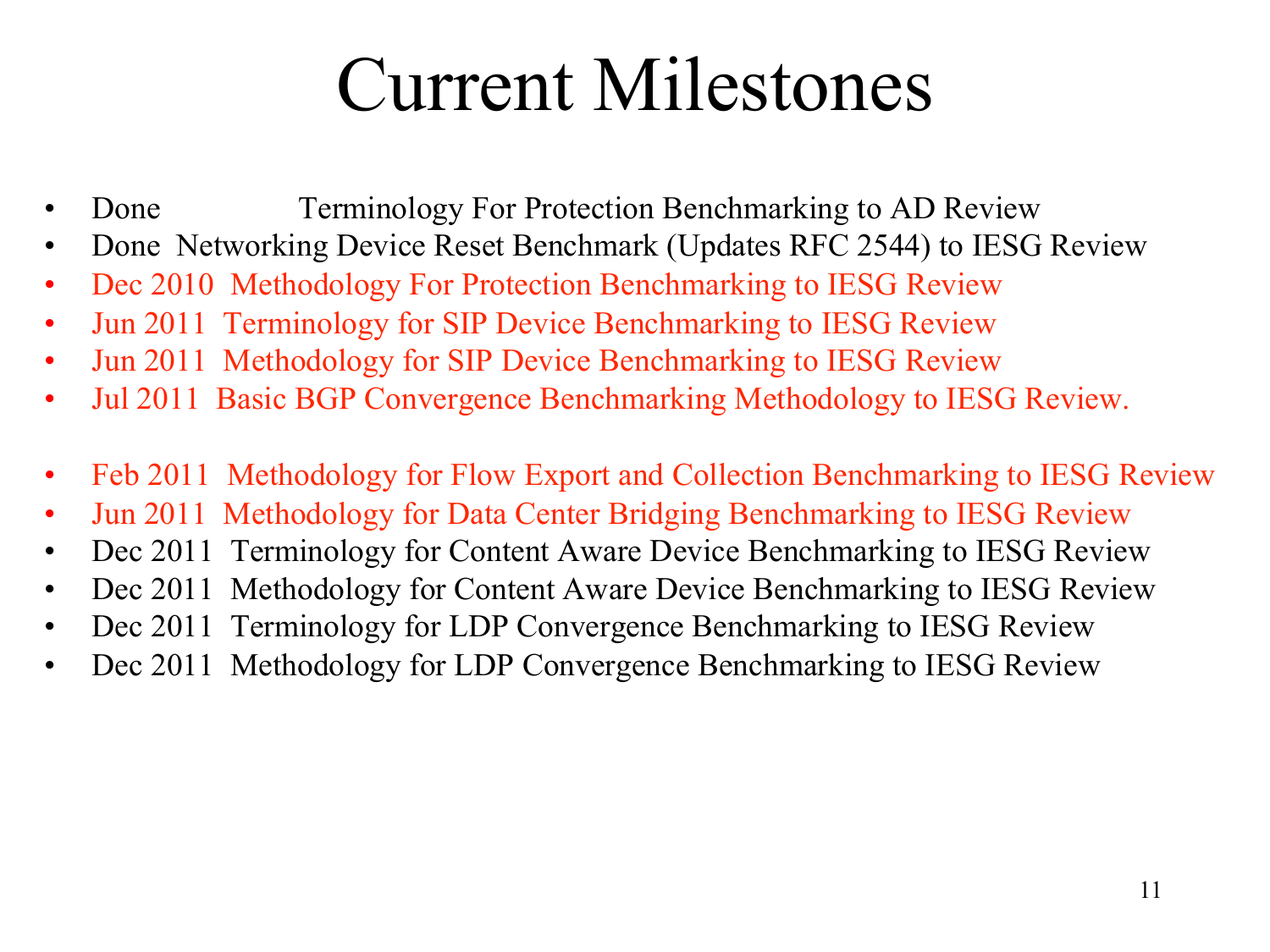# Current Milestones

- Done Terminology For Protection Benchmarking to AD Review
- Done Networking Device Reset Benchmark (Updates RFC 2544) to IESG Review
- Dec 2010 Methodology For Protection Benchmarking to IESG Review
- Jun 2011 Terminology for SIP Device Benchmarking to IESG Review
- Jun 2011 Methodology for SIP Device Benchmarking to IESG Review
- Jul 2011 Basic BGP Convergence Benchmarking Methodology to IESG Review.

- Feb 2011 Methodology for Flow Export and Collection Benchmarking to IESG Review
- Jun 2011 Methodology for Data Center Bridging Benchmarking to IESG Review
- Dec 2011 Terminology for Content Aware Device Benchmarking to IESG Review
- Dec 2011 Methodology for Content Aware Device Benchmarking to IESG Review
- Dec 2011 Terminology for LDP Convergence Benchmarking to IESG Review
- Dec 2011 Methodology for LDP Convergence Benchmarking to IESG Review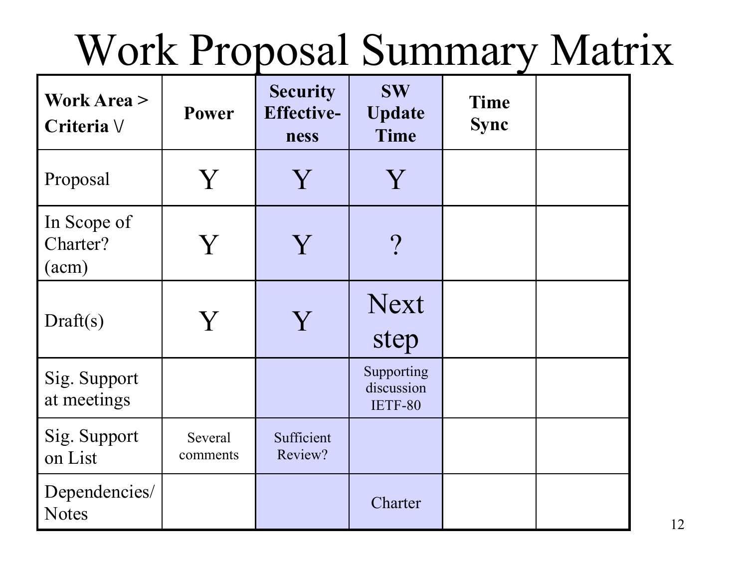# Work Proposal Summary Matrix

| Work Area > Criteria \/ | Power | Security Effective-ness | SW Update Time | Time Sync | |
|---|---|---|---|---|---|
| Proposal | Y | Y | Y | | |
| In Scope of Charter? (acm) | Y | Y | ? | | |
| Draft(s) | Y | Y | Next step | | |
| Sig. Support at meetings | | | Supporting discussion IETF-80 | | |
| Sig. Support on List | Several comments | Sufficient Review? | | | |
| Dependencies/ Notes | | | Charter | | |